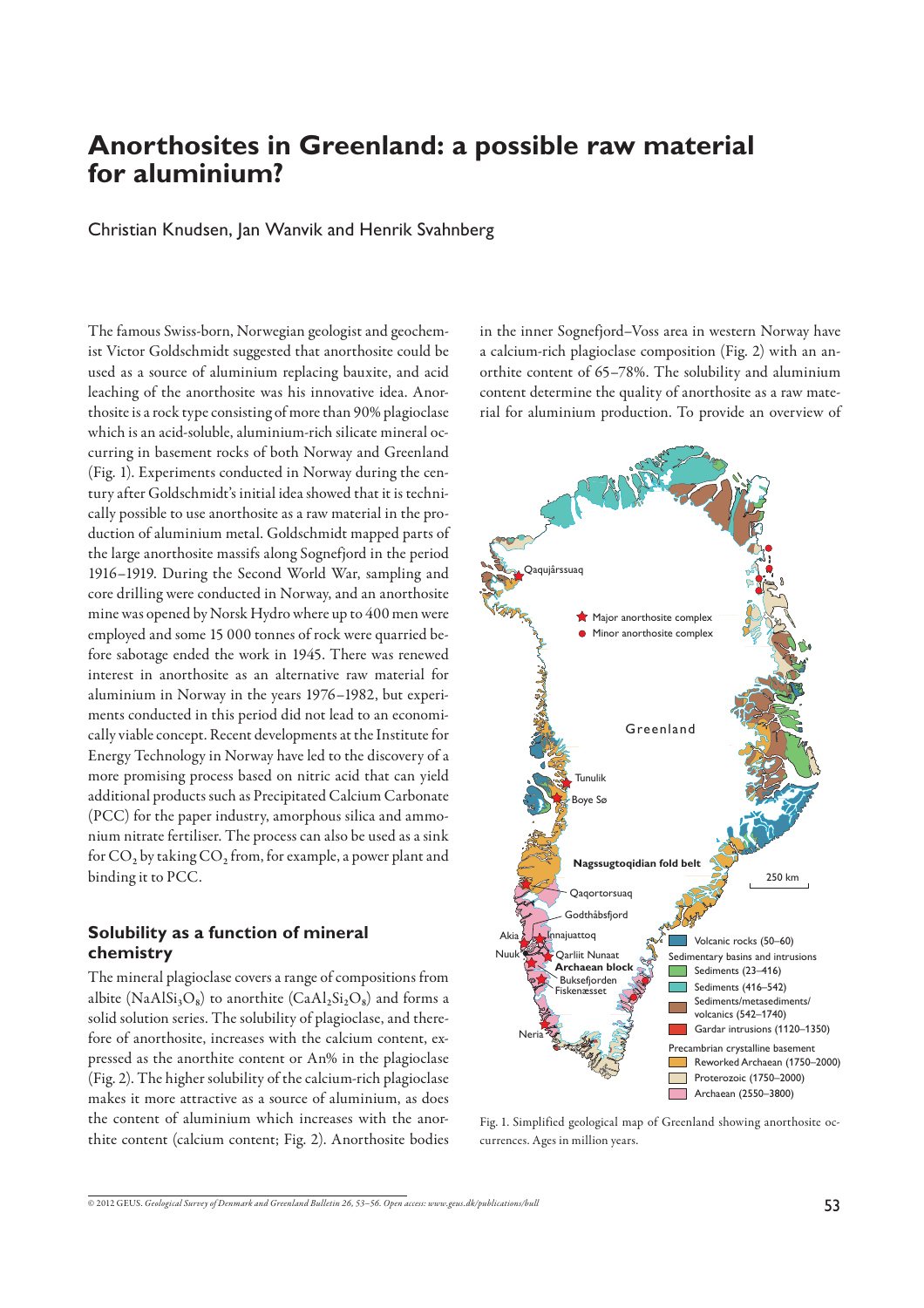# Anorthosites in Greenland: a possible raw material for aluminium?

Christian Knudsen, Jan Wanvik and Henrik Svahnberg

The famous Swiss-born, Norwegian geologist and geochemist Victor Goldschmidt suggested that anorthosite could be used as a source of aluminium replacing bauxite, and acid leaching of the anorthosite was his innovative idea. Anorthosite is a rock type consisting of more than 90% plagioclase which is an acid-soluble, aluminium-rich silicate mineral occurring in basement rocks of both Norway and Greenland (Fig. 1). Experiments conducted in Norway during the century after Goldschmidt's initial idea showed that it is technically possible to use anorthosite as a raw material in the production of aluminium metal. Goldschmidt mapped parts of the large anorthosite massifs along Sognefjord in the period 1916–1919. During the Second World War, sampling and core drilling were conducted in Norway, and an anorthosite mine was opened by Norsk Hydro where up to 400 men were employed and some 15 000 tonnes of rock were quarried before sabotage ended the work in 1945. There was renewed interest in anorthosite as an alternative raw material for aluminium in Norway in the years 1976–1982, but experiments conducted in this period did not lead to an economically viable concept. Recent developments at the Institute for Energy Technology in Norway have led to the discovery of a more promising process based on nitric acid that can yield additional products such as Precipitated Calcium Carbonate (PCC) for the paper industry, amorphous silica and ammonium nitrate fertiliser. The process can also be used as a sink for $CO_2$ by taking $CO_2$ from, for example, a power plant and binding it to PCC.

## Solubility as a function of mineral chemistry

The mineral plagioclase covers a range of compositions from albite ($NaAlSi_3O_8$) to anorthite ($CaAl_2Si_2O_8$) and forms a solid solution series. The solubility of plagioclase, and therefore of anorthosite, increases with the calcium content, expressed as the anorthite content or An% in the plagioclase (Fig. 2). The higher solubility of the calcium-rich plagioclase makes it more attractive as a source of aluminium, as does the content of aluminium which increases with the anorthite content (calcium content; Fig. 2). Anorthosite bodies in the inner Sognefjord–Voss area in western Norway have a calcium-rich plagioclase composition (Fig. 2) with an anorthite content of 65–78%. The solubility and aluminium content determine the quality of anorthosite as a raw material for aluminium production. To provide an overview of

Fig. 1. Simplified geological map of Greenland showing anorthosite occurrences. Ages in million years.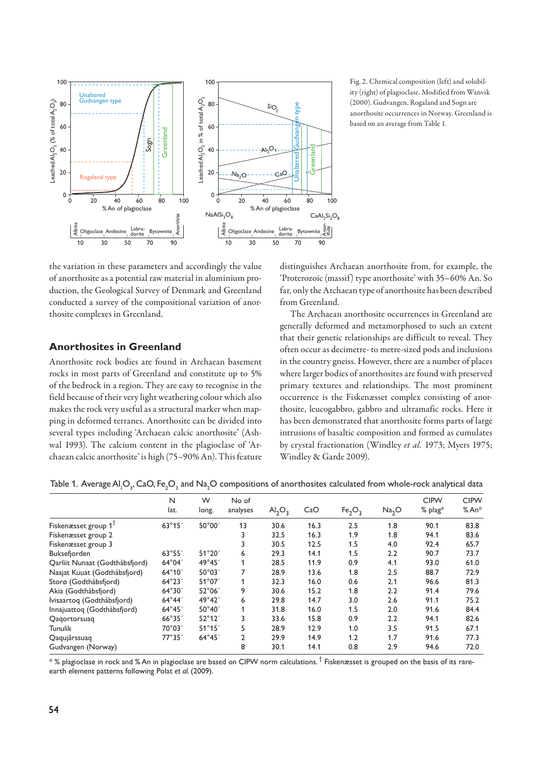Fig. 2. Chemical composition (left) and solubility (right) of plagioclase. Modified from Wanvik (2000). Gudvangen, Rogaland and Sogn are anorthosite occurrences in Norway. Greenland is based on an average from Table 1.

the variation in these parameters and accordingly the value of anorthosite as a potential raw material in aluminium production, the Geological Survey of Denmark and Greenland conducted a survey of the compositional variation of anorthosite complexes in Greenland.

## Anorthosites in Greenland

Anorthosite rock bodies are found in Archaean basement rocks in most parts of Greenland and constitute up to 5% of the bedrock in a region. They are easy to recognise in the field because of their very light weathering colour which also makes the rock very useful as a structural marker when mapping in deformed terranes. Anorthosite can be divided into several types including 'Archaean calcic anorthosite' (Ashwal 1993). The calcium content in the plagioclase of 'Archaean calcic anorthosite' is high (75–90% An). This feature distinguishes Archaean anorthosite from, for example, the 'Proterozoic (massif) type anorthosite' with 35–60% An. So far, only the Archaean type of anorthosite has been described from Greenland.

The Archaean anorthosite occurrences in Greenland are generally deformed and metamorphosed to such an extent that their genetic relationships are difficult to reveal. They often occur as decimetre- to metre-sized pods and inclusions in the country gneiss. However, there are a number of places where larger bodies of anorthosites are found with preserved primary textures and relationships. The most prominent occurrence is the Fiskenæsset complex consisting of anorthosite, leucogabbro, gabbro and ultramafic rocks. Here it has been demonstrated that anorthosite forms parts of large intrusions of basaltic composition and formed as cumulates by crystal fractionation (Windley *et al.* 1973; Myers 1975; Windley & Garde 2009).

Table 1. Average $Al_2O_3$, CaO, $Fe_2O_3$ and $Na_2O$ compositions of anorthosites calculated from whole-rock analytical data

| | N lat. | W long. | No of analyses | $Al_2O_3$ | CaO | $Fe_2O_3$ | $Na_2O$ | CIPW % plag* | CIPW % An* |
|---|---|---|---|---|---|---|---|---|---|
| Fiskenæsset group 1[†] | 63°15′ | 50°00′ | 13 | 30.6 | 16.3 | 2.5 | 1.8 | 90.1 | 83.8 |
| Fiskenæsset group 2 | | | 3 | 32.5 | 16.3 | 1.9 | 1.8 | 94.1 | 83.6 |
| Fiskenæsset group 3 | | | 3 | 30.5 | 12.5 | 1.5 | 4.0 | 92.4 | 65.7 |
| Buksefjorden | 63°55′ | 51°20′ | 6 | 29.3 | 14.1 | 1.5 | 2.2 | 90.7 | 73.7 |
| Qarliit Nunaat (Godthåbsfjord) | 64°04′ | 49°45′ | 1 | 28.5 | 11.9 | 0.9 | 4.1 | 93.0 | 61.0 |
| Naajat Kuuat (Godthåbsfjord) | 64°10′ | 50°03′ | 7 | 28.9 | 13.6 | 1.8 | 2.5 | 88.7 | 72.9 |
| Storø (Godthåbsfjord) | 64°23′ | 51°07′ | 1 | 32.3 | 16.0 | 0.6 | 2.1 | 96.6 | 81.3 |
| Akia (Godthåbsfjord) | 64°30′ | 52°06′ | 9 | 30.6 | 15.2 | 1.8 | 2.2 | 91.4 | 79.6 |
| Ivisaartoq (Godthåbsfjord) | 64°44′ | 49°42′ | 6 | 29.8 | 14.7 | 3.0 | 2.6 | 91.1 | 75.2 |
| Innajuattoq (Godthåbsfjord) | 64°45′ | 50°40′ | 1 | 31.8 | 16.0 | 1.5 | 2.0 | 91.6 | 84.4 |
| Qaqortorsuaq | 66°35′ | 52°12′ | 3 | 33.6 | 15.8 | 0.9 | 2.2 | 94.1 | 82.6 |
| Tunulik | 70°03′ | 51°15′ | 5 | 28.9 | 12.9 | 1.0 | 3.5 | 91.5 | 67.1 |
| Qaqujârssuaq | 77°35′ | 64°45′ | 2 | 29.9 | 14.9 | 1.2 | 1.7 | 91.6 | 77.3 |
| Gudvangen (Norway) | | | 8 | 30.1 | 14.1 | 0.8 | 2.9 | 94.6 | 72.0 |

* % plagioclase in rock and % An in plagioclase are based on CIPW norm calculations. [†] Fiskenæsset is grouped on the basis of its rare-earth element patterns following Polat *et al.* (2009).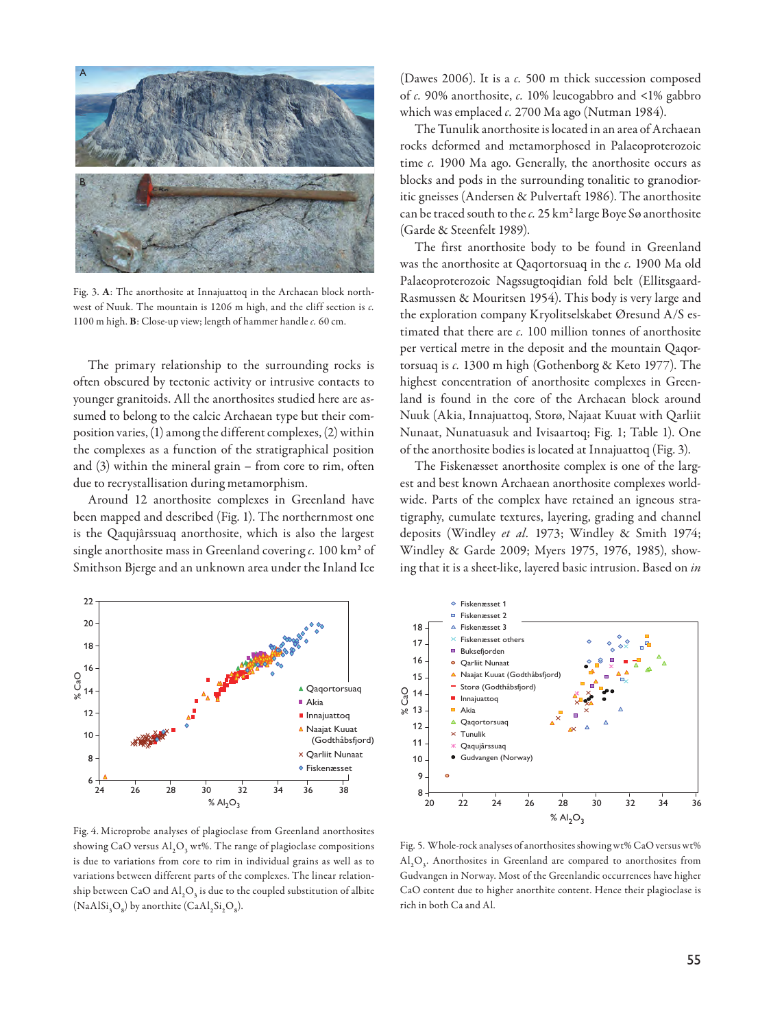Fig. 3. **A**: The anorthosite at Innajuattoq in the Archaean block northwest of Nuuk. The mountain is 1206 m high, and the cliff section is *c*. 1100 m high. **B**: Close-up view; length of hammer handle *c*. 60 cm.

The primary relationship to the surrounding rocks is often obscured by tectonic activity or intrusive contacts to younger granitoids. All the anorthosites studied here are assumed to belong to the calcic Archaean type but their composition varies, (1) among the different complexes, (2) within the complexes as a function of the stratigraphical position and (3) within the mineral grain – from core to rim, often due to recrystallisation during metamorphism.

Around 12 anorthosite complexes in Greenland have been mapped and described (Fig. 1). The northernmost one is the Qaqujârssuaq anorthosite, which is also the largest single anorthosite mass in Greenland covering *c*. 100 km² of Smithson Bjerge and an unknown area under the Inland Ice (Dawes 2006). It is a *c*. 500 m thick succession composed of *c*. 90% anorthosite, *c*. 10% leucogabbro and <1% gabbro which was emplaced *c*. 2700 Ma ago (Nutman 1984).

The Tunulik anorthosite is located in an area of Archaean rocks deformed and metamorphosed in Palaeoproterozoic time *c*. 1900 Ma ago. Generally, the anorthosite occurs as blocks and pods in the surrounding tonalitic to granodioritic gneisses (Andersen & Pulvertaft 1986). The anorthosite can be traced south to the *c*. 25 km² large Boye Sø anorthosite (Garde & Steenfelt 1989).

The first anorthosite body to be found in Greenland was the anorthosite at Qaqortorsuaq in the *c*. 1900 Ma old Palaeoproterozoic Nagssugtoqidian fold belt (Ellitsgaard-Rasmussen & Mouritsen 1954). This body is very large and the exploration company Kryolitselskabet Øresund A/S estimated that there are *c*. 100 million tonnes of anorthosite per vertical metre in the deposit and the mountain Qaqortorsuaq is *c*. 1300 m high (Gothenborg & Keto 1977). The highest concentration of anorthosite complexes in Greenland is found in the core of the Archaean block around Nuuk (Akia, Innajuattoq, Storø, Najaat Kuuat with Qarliit Nunaat, Nunatuasuk and Ivisaartoq; Fig. 1; Table 1). One of the anorthosite bodies is located at Innajuattoq (Fig. 3).

The Fiskenæsset anorthosite complex is one of the largest and best known Archaean anorthosite complexes worldwide. Parts of the complex have retained an igneous stratigraphy, cumulate textures, layering, grading and channel deposits (Windley *et al*. 1973; Windley & Smith 1974; Windley & Garde 2009; Myers 1975, 1976, 1985), showing that it is a sheet-like, layered basic intrusion. Based on *in*

Fig. 4. Microprobe analyses of plagioclase from Greenland anorthosites showing CaO versus $Al_2O_3$ wt%. The range of plagioclase compositions is due to variations from core to rim in individual grains as well as to variations between different parts of the complexes. The linear relationship between CaO and $Al_2O_3$ is due to the coupled substitution of albite ($NaAlSi_3O_8$) by anorthite ($CaAl_2Si_2O_8$).

Fig. 5. Whole-rock analyses of anorthosites showing wt% CaO versus wt% $Al_2O_3$. Anorthosites in Greenland are compared to anorthosites from Gudvangen in Norway. Most of the Greenlandic occurrences have higher CaO content due to higher anorthite content. Hence their plagioclase is rich in both Ca and Al.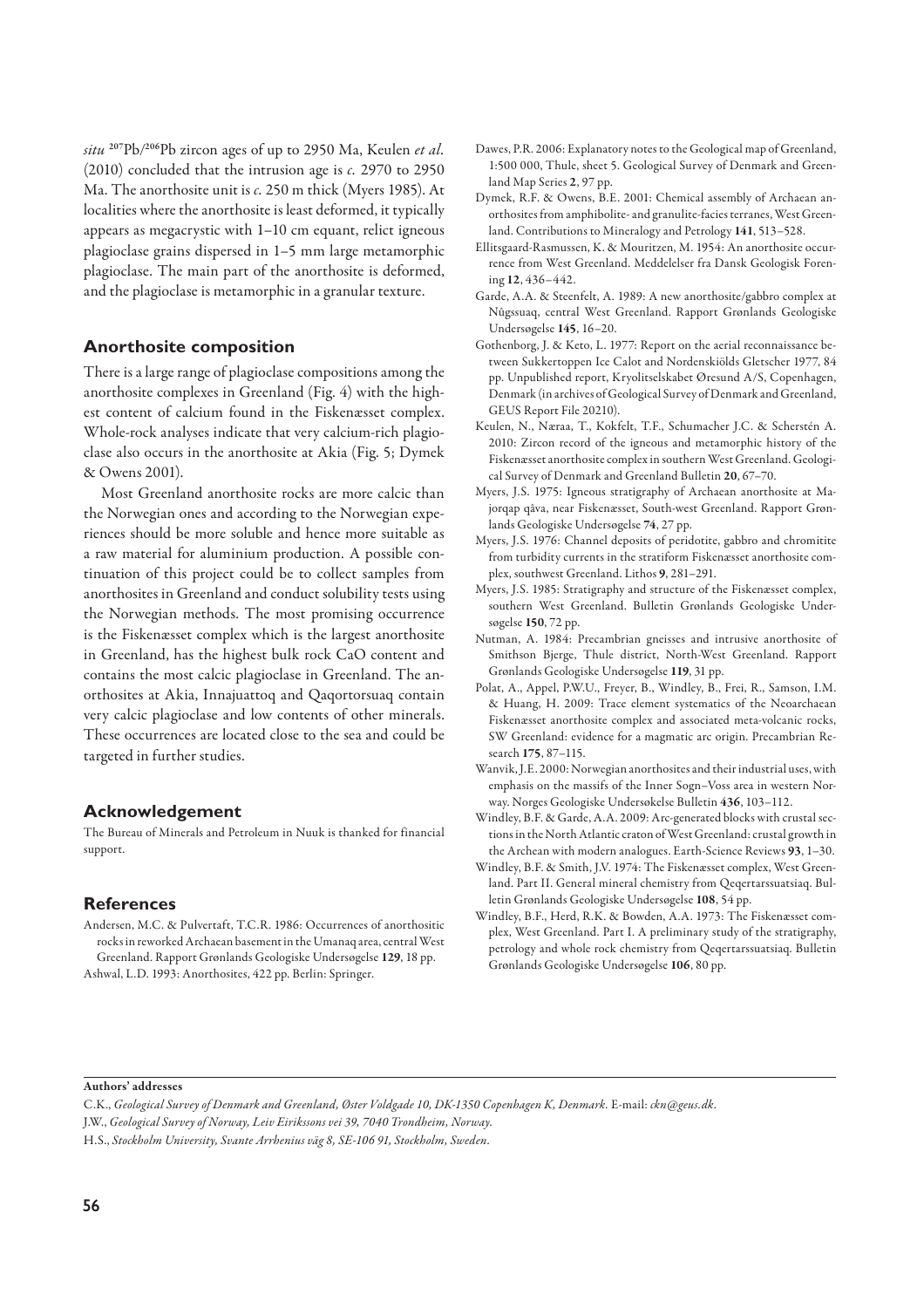*situ* $^{207}Pb/^{206}Pb$ zircon ages of up to 2950 Ma, Keulen *et al.* (2010) concluded that the intrusion age is *c.* 2970 to 2950 Ma. The anorthosite unit is *c.* 250 m thick (Myers 1985). At localities where the anorthosite is least deformed, it typically appears as megacrystic with 1–10 cm equant, relict igneous plagioclase grains dispersed in 1–5 mm large metamorphic plagioclase. The main part of the anorthosite is deformed, and the plagioclase is metamorphic in a granular texture.

## Anorthosite composition

There is a large range of plagioclase compositions among the anorthosite complexes in Greenland (Fig. 4) with the highest content of calcium found in the Fiskenæsset complex. Whole-rock analyses indicate that very calcium-rich plagioclase also occurs in the anorthosite at Akia (Fig. 5; Dymek & Owens 2001).

Most Greenland anorthosite rocks are more calcic than the Norwegian ones and according to the Norwegian experiences should be more soluble and hence more suitable as a raw material for aluminium production. A possible continuation of this project could be to collect samples from anorthosites in Greenland and conduct solubility tests using the Norwegian methods. The most promising occurrence is the Fiskenæsset complex which is the largest anorthosite in Greenland, has the highest bulk rock CaO content and contains the most calcic plagioclase in Greenland. The anorthosites at Akia, Innajuattoq and Qaqortorsuaq contain very calcic plagioclase and low contents of other minerals. These occurrences are located close to the sea and could be targeted in further studies.

## Acknowledgement

The Bureau of Minerals and Petroleum in Nuuk is thanked for financial support.

## References

Andersen, M.C. & Pulvertaft, T.C.R. 1986: Occurrences of anorthositic rocks in reworked Archaean basement in the Umanaq area, central West Greenland. Rapport Grønlands Geologiske Undersøgelse **129**, 18 pp.

Ashwal, L.D. 1993: Anorthosites, 422 pp. Berlin: Springer.

Dawes, P.R. 2006: Explanatory notes to the Geological map of Greenland, 1:500 000, Thule, sheet 5. Geological Survey of Denmark and Greenland Map Series **2**, 97 pp.

Dymek, R.F. & Owens, B.E. 2001: Chemical assembly of Archaean anorthosites from amphibolite- and granulite-facies terranes, West Greenland. Contributions to Mineralogy and Petrology **141**, 513–528.

Ellitsgaard-Rasmussen, K. & Mouritzen, M. 1954: An anorthosite occurrence from West Greenland. Meddelelser fra Dansk Geologisk Forening **12**, 436–442.

Garde, A.A. & Steenfelt, A. 1989: A new anorthosite/gabbro complex at Nûgssuaq, central West Greenland. Rapport Grønlands Geologiske Undersøgelse **145**, 16–20.

Gothenborg, J. & Keto, L. 1977: Report on the aerial reconnaissance between Sukkertoppen Ice Calot and Nordenskiölds Gletscher 1977, 84 pp. Unpublished report, Kryolitselskabet Øresund A/S, Copenhagen, Denmark (in archives of Geological Survey of Denmark and Greenland, GEUS Report File 20210).

Keulen, N., Næraa, T., Kokfelt, T.F., Schumacher J.C. & Scherstén A. 2010: Zircon record of the igneous and metamorphic history of the Fiskenæsset anorthosite complex in southern West Greenland. Geological Survey of Denmark and Greenland Bulletin **20**, 67–70.

Myers, J.S. 1975: Igneous stratigraphy of Archaean anorthosite at Majorqap qâva, near Fiskenæsset, South-west Greenland. Rapport Grønlands Geologiske Undersøgelse **74**, 27 pp.

Myers, J.S. 1976: Channel deposits of peridotite, gabbro and chromitite from turbidity currents in the stratiform Fiskenæsset anorthosite complex, southwest Greenland. Lithos **9**, 281–291.

Myers, J.S. 1985: Stratigraphy and structure of the Fiskenæsset complex, southern West Greenland. Bulletin Grønlands Geologiske Undersøgelse **150**, 72 pp.

Nutman, A. 1984: Precambrian gneisses and intrusive anorthosite of Smithson Bjerge, Thule district, North-West Greenland. Rapport Grønlands Geologiske Undersøgelse **119**, 31 pp.

Polat, A., Appel, P.W.U., Freyer, B., Windley, B., Frei, R., Samson, I.M. & Huang, H. 2009: Trace element systematics of the Neoarchaean Fiskenæsset anorthosite complex and associated meta-volcanic rocks, SW Greenland: evidence for a magmatic arc origin. Precambrian Research **175**, 87–115.

Wanvik, J.E. 2000: Norwegian anorthosites and their industrial uses, with emphasis on the massifs of the Inner Sogn–Voss area in western Norway. Norges Geologiske Undersøkelse Bulletin **436**, 103–112.

Windley, B.F. & Garde, A.A. 2009: Arc-generated blocks with crustal sections in the North Atlantic craton of West Greenland: crustal growth in the Archean with modern analogues. Earth-Science Reviews **93**, 1–30.

Windley, B.F. & Smith, J.V. 1974: The Fiskenæsset complex, West Greenland. Part II. General mineral chemistry from Qeqertarssuatsiaq. Bulletin Grønlands Geologiske Undersøgelse **108**, 54 pp.

Windley, B.F., Herd, R.K. & Bowden, A.A. 1973: The Fiskenæsset complex, West Greenland. Part I. A preliminary study of the stratigraphy, petrology and whole rock chemistry from Qeqertarssuatsiaq. Bulletin Grønlands Geologiske Undersøgelse **106**, 80 pp.

**Authors' addresses**

C.K., *Geological Survey of Denmark and Greenland, Øster Voldgade 10, DK-1350 Copenhagen K, Denmark.* E-mail: *ckn@geus.dk*.

J.W., *Geological Survey of Norway, Leiv Eirikssons vei 39, 7040 Trondheim, Norway.*

H.S., *Stockholm University, Svante Arrhenius väg 8, SE-106 91, Stockholm, Sweden.*